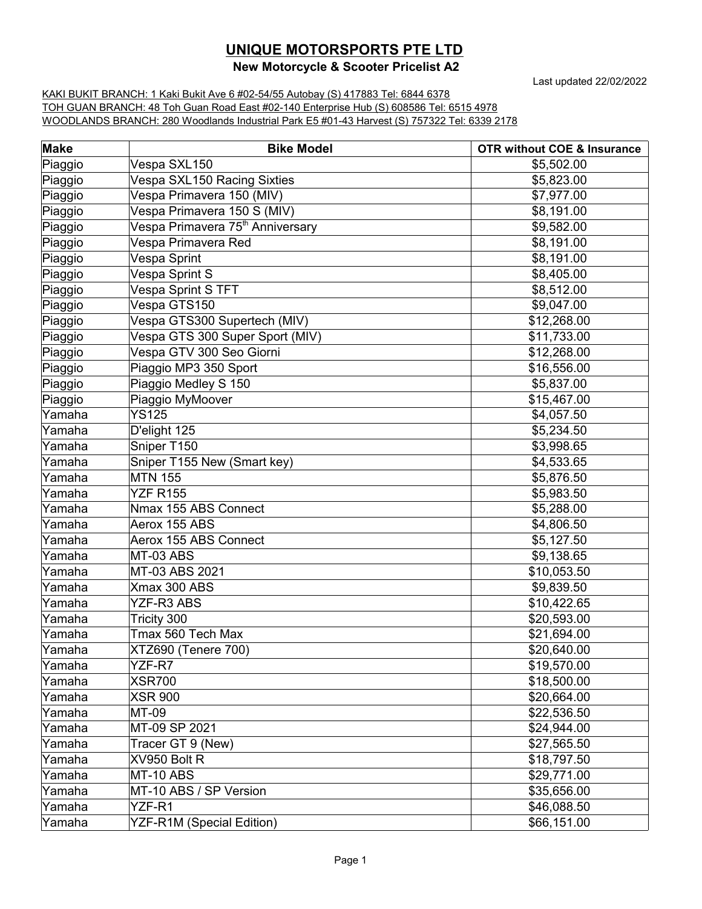# UNIQUE MOTORSPORTS PTE LTD

## New Motorcycle & Scooter Pricelist A2

Last updated 22/02/2022

KAKI BUKIT BRANCH: 1 Kaki Bukit Ave 6 #02-54/55 Autobay (S) 417883 Tel: 6844 6378
TOH GUAN BRANCH: 48 Toh Guan Road East #02-140 Enterprise Hub (S) 608586 Tel: 6515 4978
WOODLANDS BRANCH: 280 Woodlands Industrial Park E5 #01-43 Harvest (S) 757322 Tel: 6339 2178

| Make | Bike Model | OTR without COE & Insurance |
|---|---|---|
| Piaggio | Vespa SXL150 | $5,502.00 |
| Piaggio | Vespa SXL150 Racing Sixties | $5,823.00 |
| Piaggio | Vespa Primavera 150 (MIV) | $7,977.00 |
| Piaggio | Vespa Primavera 150 S (MIV) | $8,191.00 |
| Piaggio | Vespa Primavera 75th Anniversary | $9,582.00 |
| Piaggio | Vespa Primavera Red | $8,191.00 |
| Piaggio | Vespa Sprint | $8,191.00 |
| Piaggio | Vespa Sprint S | $8,405.00 |
| Piaggio | Vespa Sprint S TFT | $8,512.00 |
| Piaggio | Vespa GTS150 | $9,047.00 |
| Piaggio | Vespa GTS300 Supertech (MIV) | $12,268.00 |
| Piaggio | Vespa GTS 300 Super Sport (MIV) | $11,733.00 |
| Piaggio | Vespa GTV 300 Seo Giorni | $12,268.00 |
| Piaggio | Piaggio MP3 350 Sport | $16,556.00 |
| Piaggio | Piaggio Medley S 150 | $5,837.00 |
| Piaggio | Piaggio MyMoover | $15,467.00 |
| Yamaha | YS125 | $4,057.50 |
| Yamaha | D'elight 125 | $5,234.50 |
| Yamaha | Sniper T150 | $3,998.65 |
| Yamaha | Sniper T155 New (Smart key) | $4,533.65 |
| Yamaha | MTN 155 | $5,876.50 |
| Yamaha | YZF R155 | $5,983.50 |
| Yamaha | Nmax 155 ABS Connect | $5,288.00 |
| Yamaha | Aerox 155 ABS | $4,806.50 |
| Yamaha | Aerox 155 ABS Connect | $5,127.50 |
| Yamaha | MT-03 ABS | $9,138.65 |
| Yamaha | MT-03 ABS 2021 | $10,053.50 |
| Yamaha | Xmax 300 ABS | $9,839.50 |
| Yamaha | YZF-R3 ABS | $10,422.65 |
| Yamaha | Tricity 300 | $20,593.00 |
| Yamaha | Tmax 560 Tech Max | $21,694.00 |
| Yamaha | XTZ690 (Tenere 700) | $20,640.00 |
| Yamaha | YZF-R7 | $19,570.00 |
| Yamaha | XSR700 | $18,500.00 |
| Yamaha | XSR 900 | $20,664.00 |
| Yamaha | MT-09 | $22,536.50 |
| Yamaha | MT-09 SP 2021 | $24,944.00 |
| Yamaha | Tracer GT 9 (New) | $27,565.50 |
| Yamaha | XV950 Bolt R | $18,797.50 |
| Yamaha | MT-10 ABS | $29,771.00 |
| Yamaha | MT-10 ABS / SP Version | $35,656.00 |
| Yamaha | YZF-R1 | $46,088.50 |
| Yamaha | YZF-R1M (Special Edition) | $66,151.00 |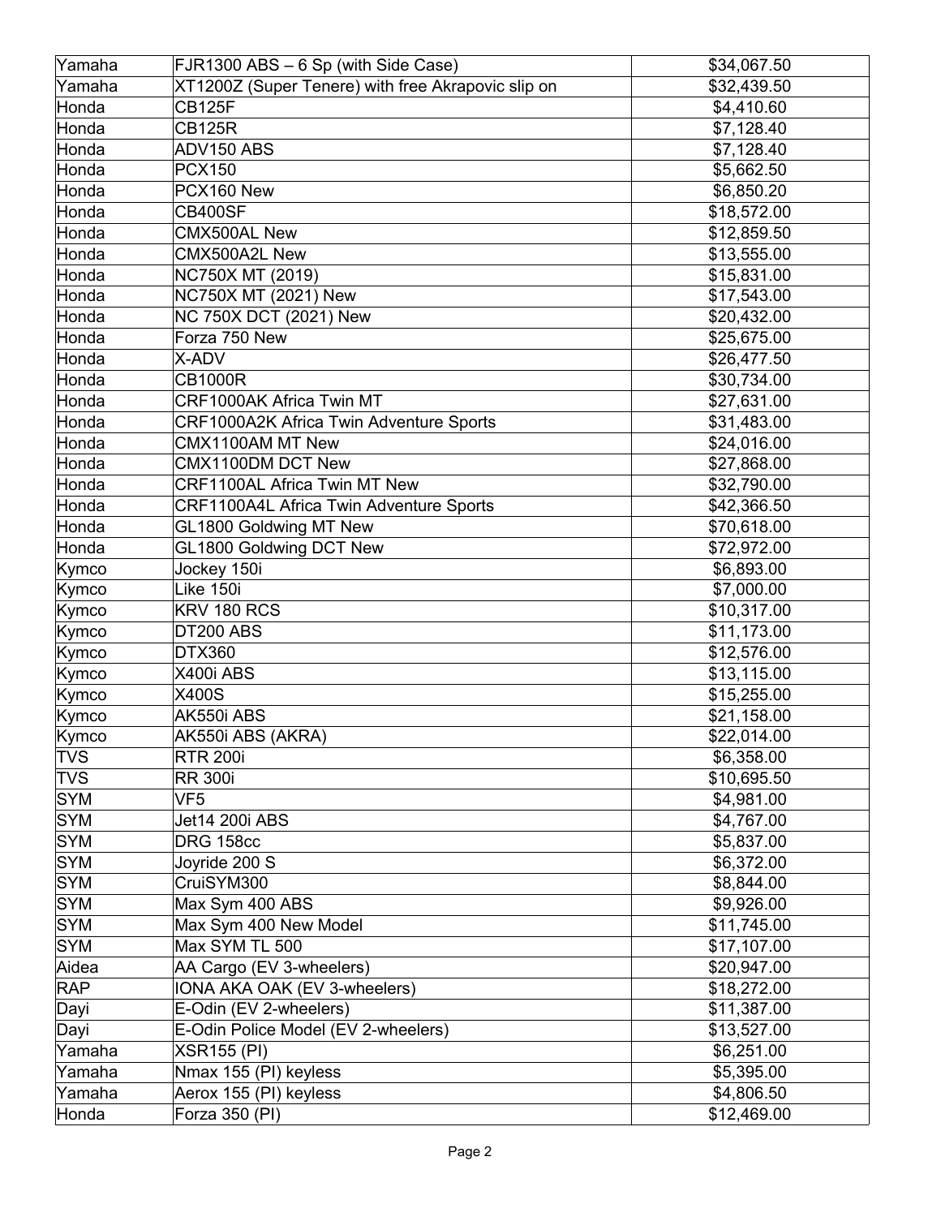| Yamaha | FJR1300 ABS – 6 Sp (with Side Case) | $34,067.50 |
|---|---|---|
| Yamaha | XT1200Z (Super Tenere) with free Akrapovic slip on | $32,439.50 |
| Honda | CB125F | $4,410.60 |
| Honda | CB125R | $7,128.40 |
| Honda | ADV150 ABS | $7,128.40 |
| Honda | PCX150 | $5,662.50 |
| Honda | PCX160 New | $6,850.20 |
| Honda | CB400SF | $18,572.00 |
| Honda | CMX500AL New | $12,859.50 |
| Honda | CMX500A2L New | $13,555.00 |
| Honda | NC750X MT (2019) | $15,831.00 |
| Honda | NC750X MT (2021) New | $17,543.00 |
| Honda | NC 750X DCT (2021) New | $20,432.00 |
| Honda | Forza 750 New | $25,675.00 |
| Honda | X-ADV | $26,477.50 |
| Honda | CB1000R | $30,734.00 |
| Honda | CRF1000AK Africa Twin MT | $27,631.00 |
| Honda | CRF1000A2K Africa Twin Adventure Sports | $31,483.00 |
| Honda | CMX1100AM MT New | $24,016.00 |
| Honda | CMX1100DM DCT New | $27,868.00 |
| Honda | CRF1100AL Africa Twin MT New | $32,790.00 |
| Honda | CRF1100A4L Africa Twin Adventure Sports | $42,366.50 |
| Honda | GL1800 Goldwing MT New | $70,618.00 |
| Honda | GL1800 Goldwing DCT New | $72,972.00 |
| Kymco | Jockey 150i | $6,893.00 |
| Kymco | Like 150i | $7,000.00 |
| Kymco | KRV 180 RCS | $10,317.00 |
| Kymco | DT200 ABS | $11,173.00 |
| Kymco | DTX360 | $12,576.00 |
| Kymco | X400i ABS | $13,115.00 |
| Kymco | X400S | $15,255.00 |
| Kymco | AK550i ABS | $21,158.00 |
| Kymco | AK550i ABS (AKRA) | $22,014.00 |
| TVS | RTR 200i | $6,358.00 |
| TVS | RR 300i | $10,695.50 |
| SYM | VF5 | $4,981.00 |
| SYM | Jet14 200i ABS | $4,767.00 |
| SYM | DRG 158cc | $5,837.00 |
| SYM | Joyride 200 S | $6,372.00 |
| SYM | CruiSYM300 | $8,844.00 |
| SYM | Max Sym 400 ABS | $9,926.00 |
| SYM | Max Sym 400 New Model | $11,745.00 |
| SYM | Max SYM TL 500 | $17,107.00 |
| Aidea | AA Cargo (EV 3-wheelers) | $20,947.00 |
| RAP | IONA AKA OAK (EV 3-wheelers) | $18,272.00 |
| Dayi | E-Odin (EV 2-wheelers) | $11,387.00 |
| Dayi | E-Odin Police Model (EV 2-wheelers) | $13,527.00 |
| Yamaha | XSR155 (PI) | $6,251.00 |
| Yamaha | Nmax 155 (PI) keyless | $5,395.00 |
| Yamaha | Aerox 155 (PI) keyless | $4,806.50 |
| Honda | Forza 350 (PI) | $12,469.00 |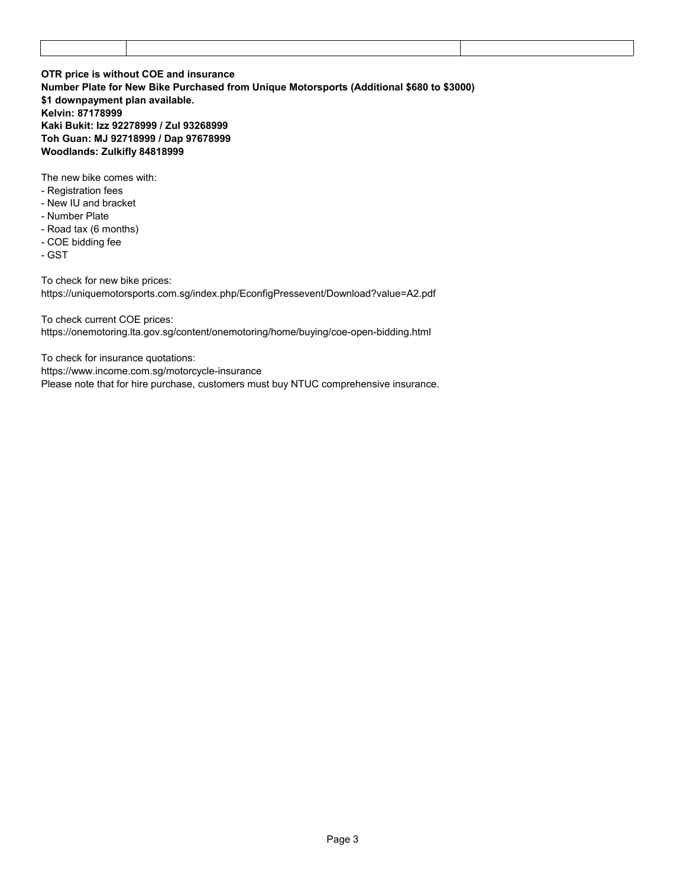| | | |
|---|---|---|
| | | |

**OTR price is without COE and insurance**
**Number Plate for New Bike Purchased from Unique Motorsports (Additional $680 to $3000)**
**$1 downpayment plan available.**
**Kelvin: 87178999**
**Kaki Bukit: Izz 92278999 / Zul 93268999**
**Toh Guan: MJ 92718999 / Dap 97678999**
**Woodlands: Zulkifly 84818999**

The new bike comes with:
- Registration fees
- New IU and bracket
- Number Plate
- Road tax (6 months)
- COE bidding fee
- GST

To check for new bike prices:
https://uniquemotorsports.com.sg/index.php/EconfigPressevent/Download?value=A2.pdf

To check current COE prices:
https://onemotoring.lta.gov.sg/content/onemotoring/home/buying/coe-open-bidding.html

To check for insurance quotations:
https://www.income.com.sg/motorcycle-insurance
Please note that for hire purchase, customers must buy NTUC comprehensive insurance.